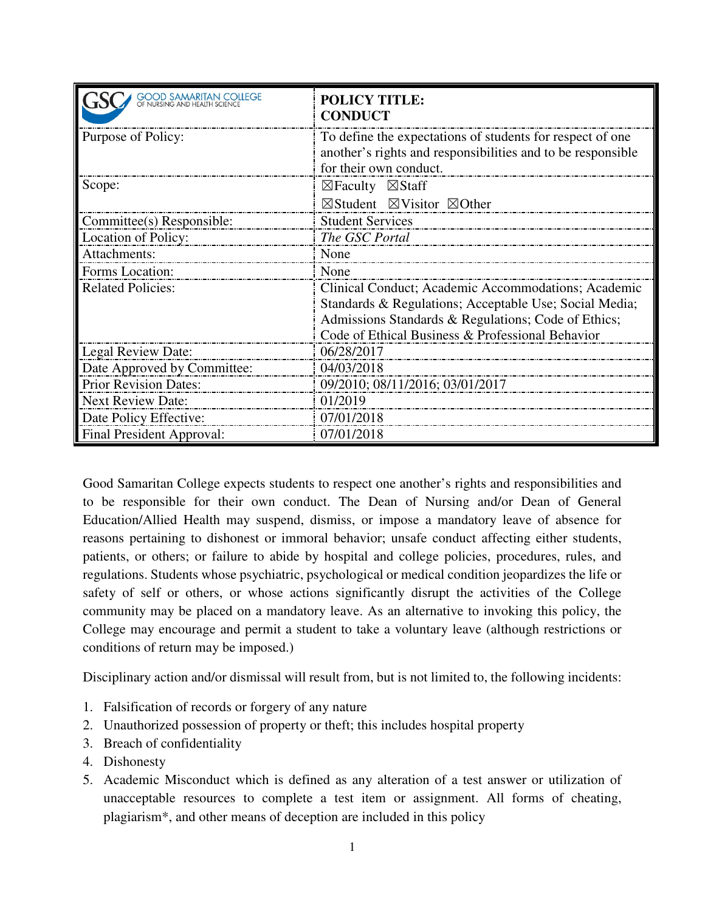| GSC GOOD SAMARITAN COLLEGE OF NURSING AND HEALTH SCIENCE | **POLICY TITLE: CONDUCT** |
|---|---|
| Purpose of Policy: | To define the expectations of students for respect of one another's rights and responsibilities and to be responsible for their own conduct. |
| Scope: | ☒Faculty ☒Staff ☒Student ☒Visitor ☒Other |
| Committee(s) Responsible: | Student Services |
| Location of Policy: | *The GSC Portal* |
| Attachments: | None |
| Forms Location: | None |
| Related Policies: | Clinical Conduct; Academic Accommodations; Academic Standards & Regulations; Acceptable Use; Social Media; Admissions Standards & Regulations; Code of Ethics; Code of Ethical Business & Professional Behavior |
| Legal Review Date: | 06/28/2017 |
| Date Approved by Committee: | 04/03/2018 |
| Prior Revision Dates: | 09/2010; 08/11/2016; 03/01/2017 |
| Next Review Date: | 01/2019 |
| Date Policy Effective: | 07/01/2018 |
| Final President Approval: | 07/01/2018 |

Good Samaritan College expects students to respect one another's rights and responsibilities and to be responsible for their own conduct. The Dean of Nursing and/or Dean of General Education/Allied Health may suspend, dismiss, or impose a mandatory leave of absence for reasons pertaining to dishonest or immoral behavior; unsafe conduct affecting either students, patients, or others; or failure to abide by hospital and college policies, procedures, rules, and regulations. Students whose psychiatric, psychological or medical condition jeopardizes the life or safety of self or others, or whose actions significantly disrupt the activities of the College community may be placed on a mandatory leave. As an alternative to invoking this policy, the College may encourage and permit a student to take a voluntary leave (although restrictions or conditions of return may be imposed.)

Disciplinary action and/or dismissal will result from, but is not limited to, the following incidents:

1. Falsification of records or forgery of any nature
2. Unauthorized possession of property or theft; this includes hospital property
3. Breach of confidentiality
4. Dishonesty
5. Academic Misconduct which is defined as any alteration of a test answer or utilization of unacceptable resources to complete a test item or assignment. All forms of cheating, plagiarism*, and other means of deception are included in this policy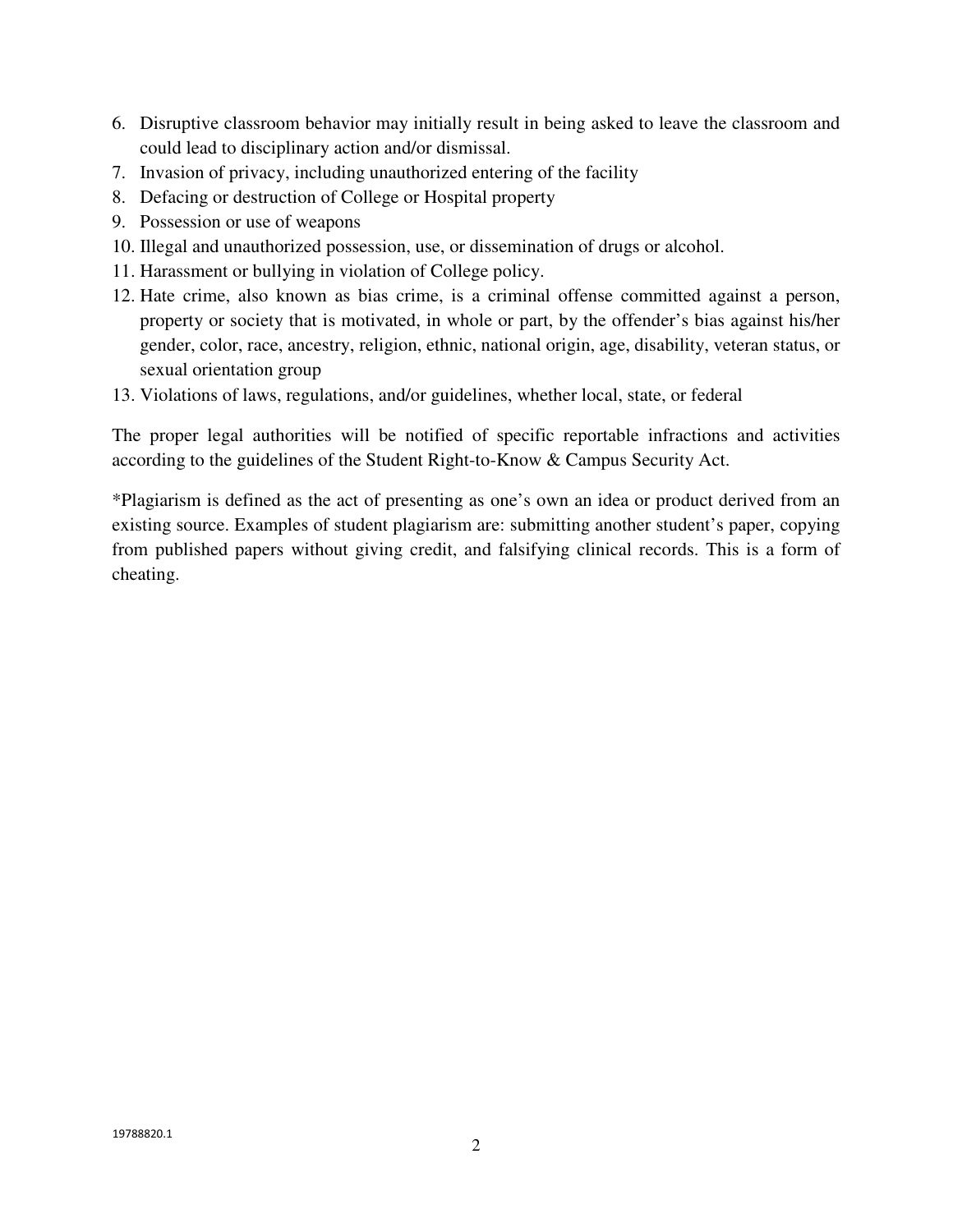6. Disruptive classroom behavior may initially result in being asked to leave the classroom and could lead to disciplinary action and/or dismissal.
7. Invasion of privacy, including unauthorized entering of the facility
8. Defacing or destruction of College or Hospital property
9. Possession or use of weapons
10. Illegal and unauthorized possession, use, or dissemination of drugs or alcohol.
11. Harassment or bullying in violation of College policy.
12. Hate crime, also known as bias crime, is a criminal offense committed against a person, property or society that is motivated, in whole or part, by the offender's bias against his/her gender, color, race, ancestry, religion, ethnic, national origin, age, disability, veteran status, or sexual orientation group
13. Violations of laws, regulations, and/or guidelines, whether local, state, or federal

The proper legal authorities will be notified of specific reportable infractions and activities according to the guidelines of the Student Right-to-Know & Campus Security Act.

*Plagiarism is defined as the act of presenting as one's own an idea or product derived from an existing source. Examples of student plagiarism are: submitting another student's paper, copying from published papers without giving credit, and falsifying clinical records. This is a form of cheating.

19788820.1